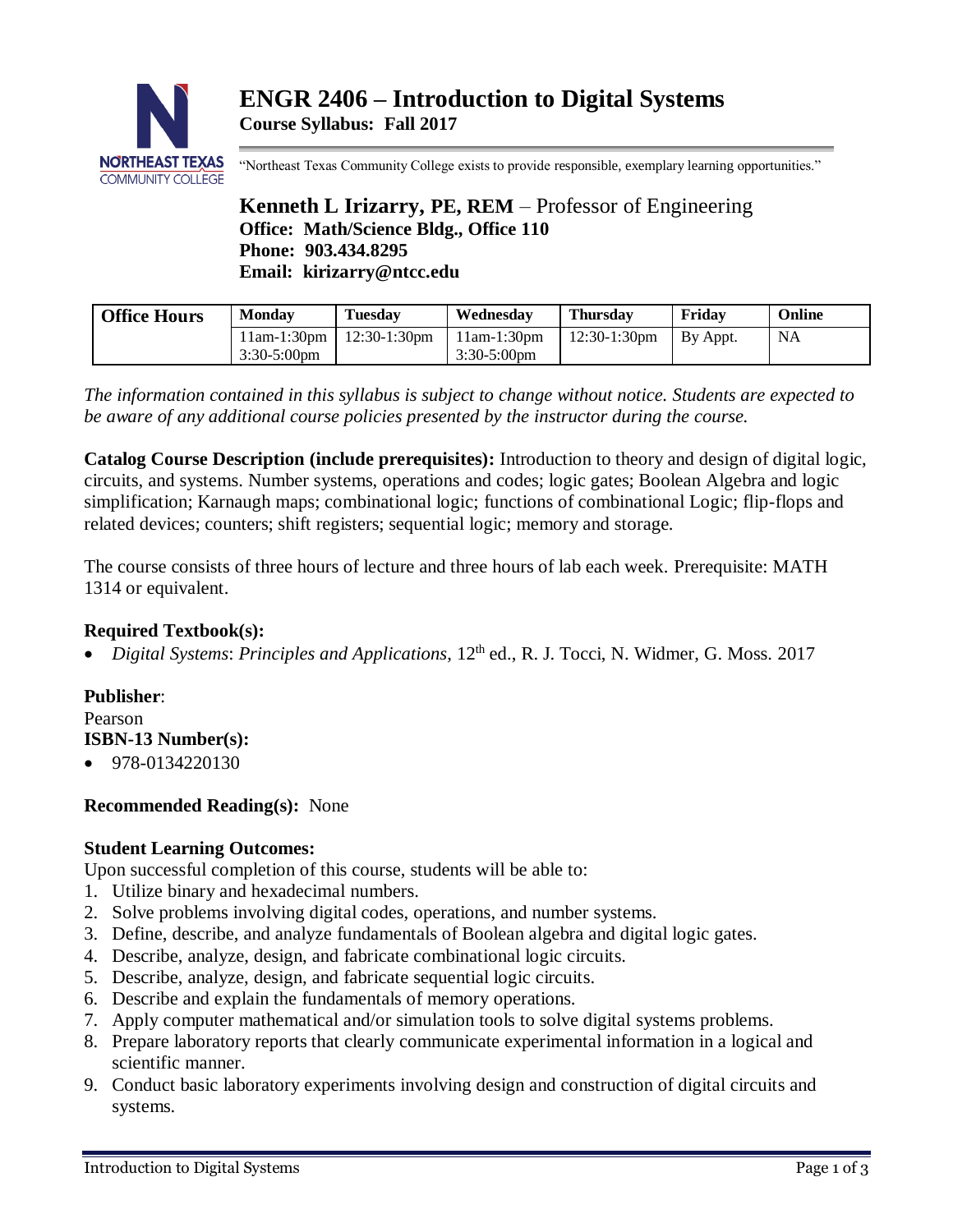# ENGR 2406 – Introduction to Digital Systems

**Course Syllabus: Fall 2017**

"Northeast Texas Community College exists to provide responsible, exemplary learning opportunities."

**Kenneth L Irizarry, PE, REM** – Professor of Engineering
**Office: Math/Science Bldg., Office 110**
**Phone: 903.434.8295**
**Email: kirizarry@ntcc.edu**

| Office Hours | Monday | Tuesday | Wednesday | Thursday | Friday | Online |
|---|---|---|---|---|---|---|
| | 11am-1:30pm<br>3:30-5:00pm | 12:30-1:30pm | 11am-1:30pm<br>3:30-5:00pm | 12:30-1:30pm | By Appt. | NA |

*The information contained in this syllabus is subject to change without notice. Students are expected to be aware of any additional course policies presented by the instructor during the course.*

**Catalog Course Description (include prerequisites):** Introduction to theory and design of digital logic, circuits, and systems. Number systems, operations and codes; logic gates; Boolean Algebra and logic simplification; Karnaugh maps; combinational logic; functions of combinational Logic; flip-flops and related devices; counters; shift registers; sequential logic; memory and storage.

The course consists of three hours of lecture and three hours of lab each week. Prerequisite: MATH 1314 or equivalent.

**Required Textbook(s):**

- *Digital Systems*: *Principles and Applications*, 12th ed., R. J. Tocci, N. Widmer, G. Moss. 2017

**Publisher**:
Pearson

**ISBN-13 Number(s):**

- 978-0134220130

**Recommended Reading(s):** None

**Student Learning Outcomes:**

Upon successful completion of this course, students will be able to:

1. Utilize binary and hexadecimal numbers.
2. Solve problems involving digital codes, operations, and number systems.
3. Define, describe, and analyze fundamentals of Boolean algebra and digital logic gates.
4. Describe, analyze, design, and fabricate combinational logic circuits.
5. Describe, analyze, design, and fabricate sequential logic circuits.
6. Describe and explain the fundamentals of memory operations.
7. Apply computer mathematical and/or simulation tools to solve digital systems problems.
8. Prepare laboratory reports that clearly communicate experimental information in a logical and scientific manner.
9. Conduct basic laboratory experiments involving design and construction of digital circuits and systems.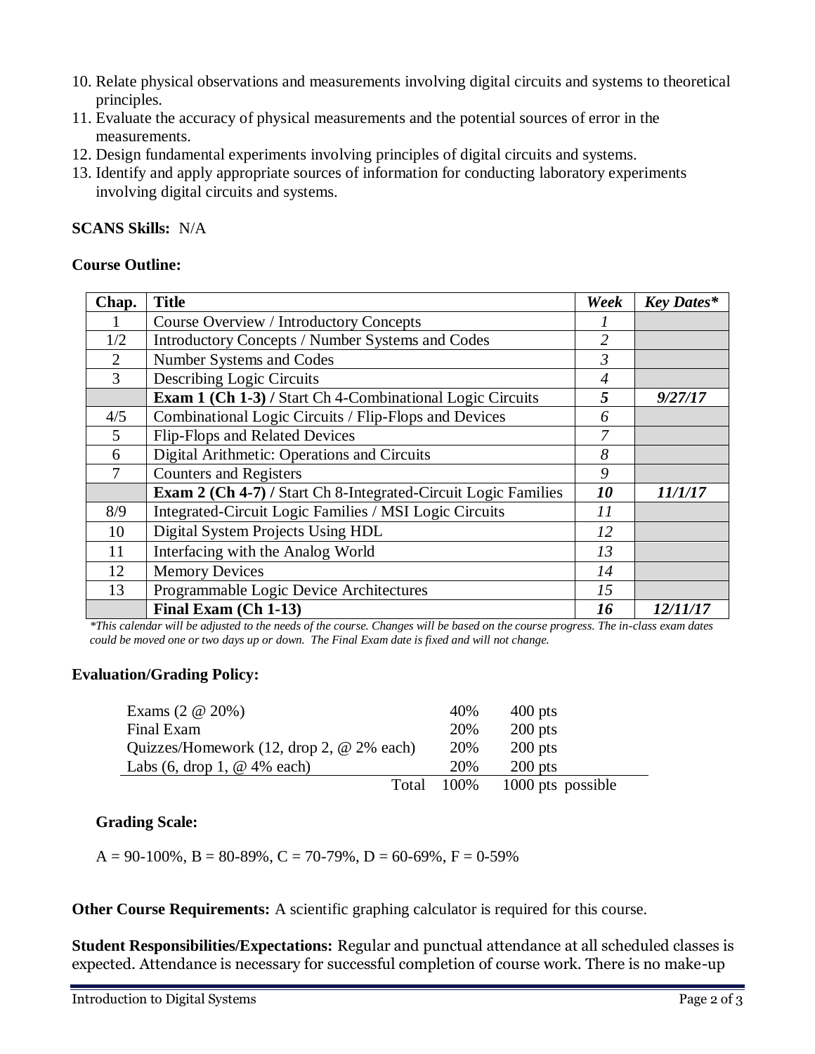10. Relate physical observations and measurements involving digital circuits and systems to theoretical principles.
11. Evaluate the accuracy of physical measurements and the potential sources of error in the measurements.
12. Design fundamental experiments involving principles of digital circuits and systems.
13. Identify and apply appropriate sources of information for conducting laboratory experiments involving digital circuits and systems.

**SCANS Skills:** N/A

**Course Outline:**

| Chap. | Title | *Week* | *Key Dates\** |
|---|---|---|---|
| 1 | Course Overview / Introductory Concepts | *1* | |
| 1/2 | Introductory Concepts / Number Systems and Codes | *2* | |
| 2 | Number Systems and Codes | *3* | |
| 3 | Describing Logic Circuits | *4* | |
| | **Exam 1 (Ch 1-3) /** Start Ch 4-Combinational Logic Circuits | ***5*** | ***9/27/17*** |
| 4/5 | Combinational Logic Circuits / Flip-Flops and Devices | *6* | |
| 5 | Flip-Flops and Related Devices | *7* | |
| 6 | Digital Arithmetic: Operations and Circuits | *8* | |
| 7 | Counters and Registers | *9* | |
| | **Exam 2 (Ch 4-7) /** Start Ch 8-Integrated-Circuit Logic Families | ***10*** | ***11/1/17*** |
| 8/9 | Integrated-Circuit Logic Families / MSI Logic Circuits | *11* | |
| 10 | Digital System Projects Using HDL | *12* | |
| 11 | Interfacing with the Analog World | *13* | |
| 12 | Memory Devices | *14* | |
| 13 | Programmable Logic Device Architectures | *15* | |
| | **Final Exam (Ch 1-13)** | ***16*** | ***12/11/17*** |

*\*This calendar will be adjusted to the needs of the course. Changes will be based on the course progress. The in-class exam dates could be moved one or two days up or down. The Final Exam date is fixed and will not change.*

**Evaluation/Grading Policy:**

| | | |
|---|---|---|
| Exams (2 @ 20%) | 40% | 400 pts |
| Final Exam | 20% | 200 pts |
| Quizzes/Homework (12, drop 2, @ 2% each) | 20% | 200 pts |
| Labs (6, drop 1, @ 4% each) | 20% | 200 pts |
| Total | 100% | 1000 pts possible |

**Grading Scale:**

A = 90-100%, B = 80-89%, C = 70-79%, D = 60-69%, F = 0-59%

**Other Course Requirements:** A scientific graphing calculator is required for this course.

**Student Responsibilities/Expectations:** Regular and punctual attendance at all scheduled classes is expected. Attendance is necessary for successful completion of course work. There is no make-up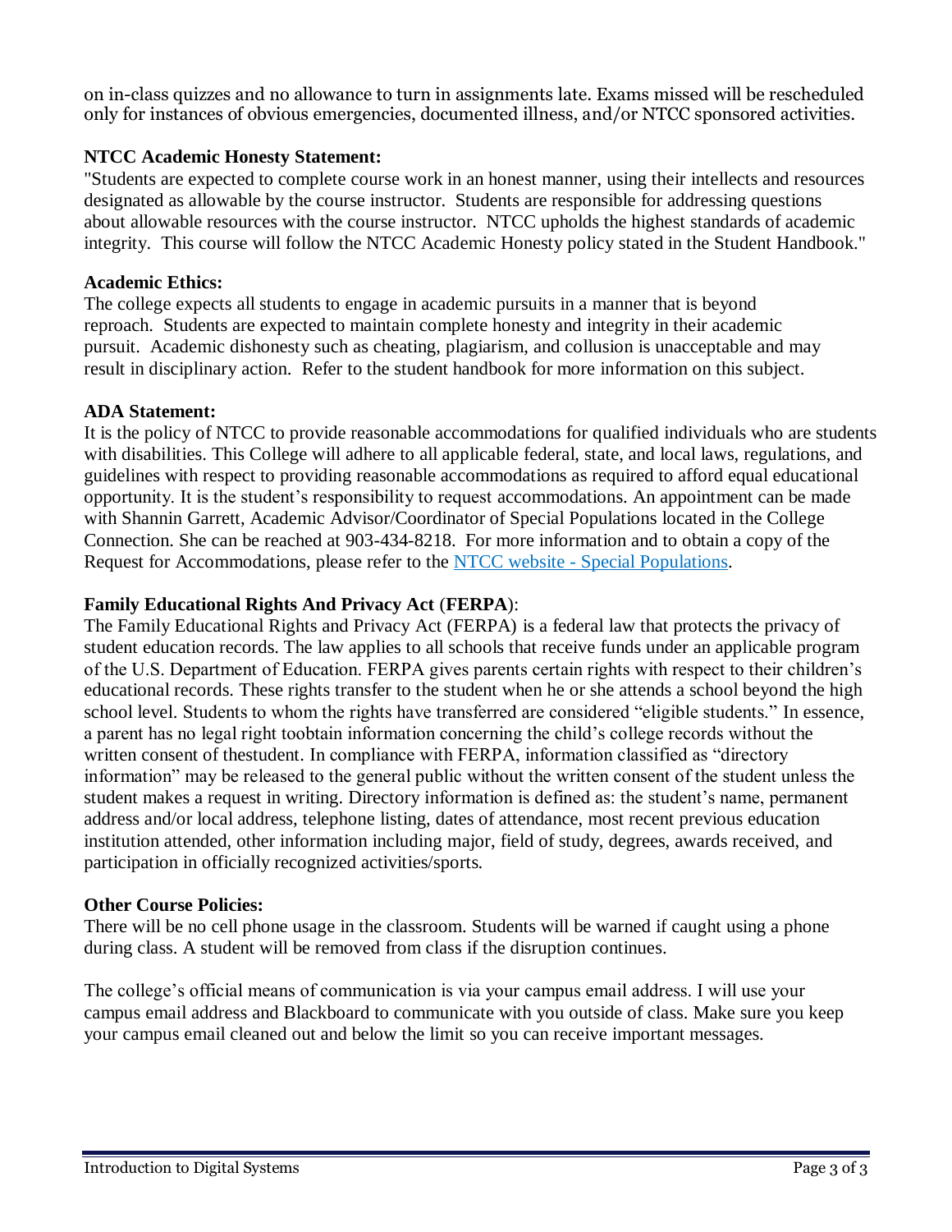on in-class quizzes and no allowance to turn in assignments late. Exams missed will be rescheduled only for instances of obvious emergencies, documented illness, and/or NTCC sponsored activities.

**NTCC Academic Honesty Statement:**

"Students are expected to complete course work in an honest manner, using their intellects and resources designated as allowable by the course instructor. Students are responsible for addressing questions about allowable resources with the course instructor. NTCC upholds the highest standards of academic integrity. This course will follow the NTCC Academic Honesty policy stated in the Student Handbook."

**Academic Ethics:**

The college expects all students to engage in academic pursuits in a manner that is beyond reproach. Students are expected to maintain complete honesty and integrity in their academic pursuit. Academic dishonesty such as cheating, plagiarism, and collusion is unacceptable and may result in disciplinary action. Refer to the student handbook for more information on this subject.

**ADA Statement:**

It is the policy of NTCC to provide reasonable accommodations for qualified individuals who are students with disabilities. This College will adhere to all applicable federal, state, and local laws, regulations, and guidelines with respect to providing reasonable accommodations as required to afford equal educational opportunity. It is the student's responsibility to request accommodations. An appointment can be made with Shannin Garrett, Academic Advisor/Coordinator of Special Populations located in the College Connection. She can be reached at 903-434-8218. For more information and to obtain a copy of the Request for Accommodations, please refer to the NTCC website - Special Populations.

**Family Educational Rights And Privacy Act (FERPA):**

The Family Educational Rights and Privacy Act (FERPA) is a federal law that protects the privacy of student education records. The law applies to all schools that receive funds under an applicable program of the U.S. Department of Education. FERPA gives parents certain rights with respect to their children's educational records. These rights transfer to the student when he or she attends a school beyond the high school level. Students to whom the rights have transferred are considered "eligible students." In essence, a parent has no legal right toobtain information concerning the child's college records without the written consent of thestudent. In compliance with FERPA, information classified as "directory information" may be released to the general public without the written consent of the student unless the student makes a request in writing. Directory information is defined as: the student's name, permanent address and/or local address, telephone listing, dates of attendance, most recent previous education institution attended, other information including major, field of study, degrees, awards received, and participation in officially recognized activities/sports.

**Other Course Policies:**

There will be no cell phone usage in the classroom. Students will be warned if caught using a phone during class. A student will be removed from class if the disruption continues.

The college's official means of communication is via your campus email address. I will use your campus email address and Blackboard to communicate with you outside of class. Make sure you keep your campus email cleaned out and below the limit so you can receive important messages.